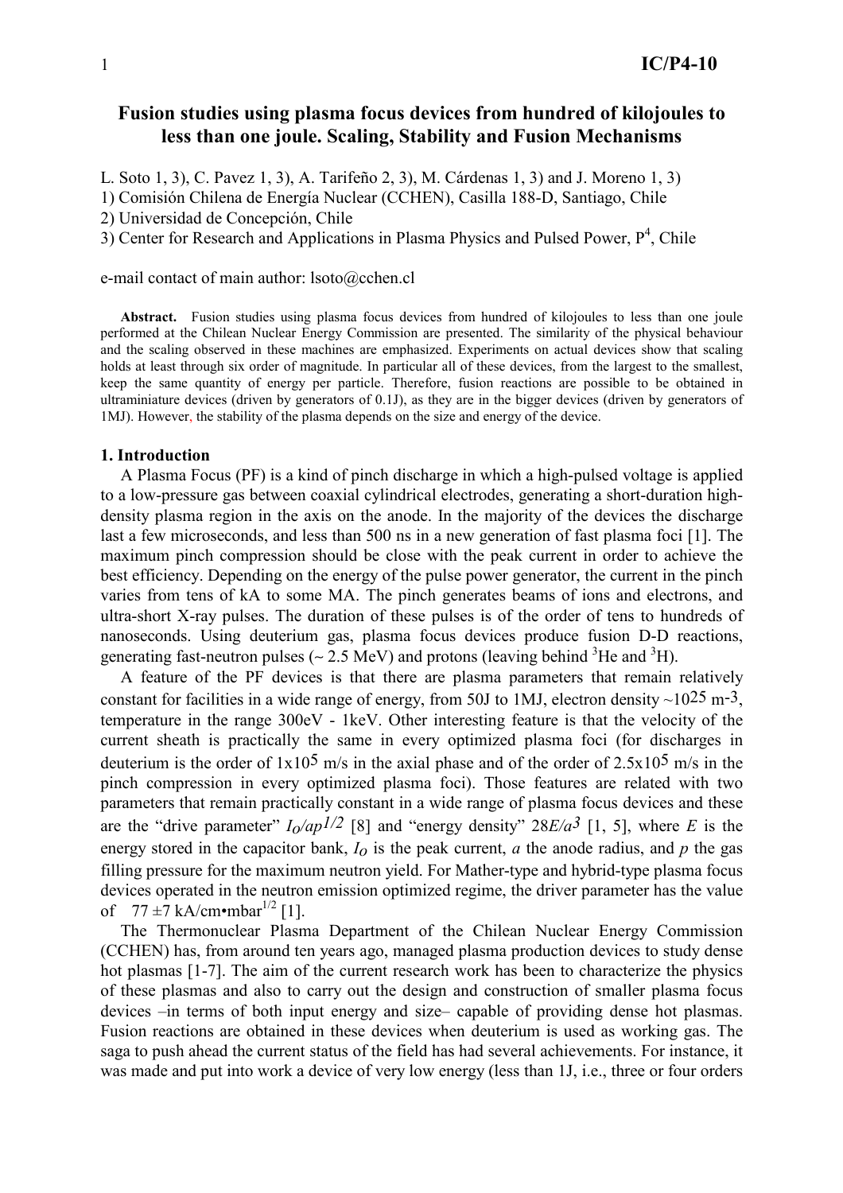# Fusion studies using plasma focus devices from hundred of kilojoules to less than one joule. Scaling, Stability and Fusion Mechanisms

L. Soto 1, 3), C. Pavez 1, 3), A. Tarifeño 2, 3), M. Cárdenas 1, 3) and J. Moreno 1, 3)
1) Comisión Chilena de Energía Nuclear (CCHEN), Casilla 188-D, Santiago, Chile
2) Universidad de Concepción, Chile
3) Center for Research and Applications in Plasma Physics and Pulsed Power, $P^4$, Chile

e-mail contact of main author: lsoto@cchen.cl

**Abstract.** Fusion studies using plasma focus devices from hundred of kilojoules to less than one joule performed at the Chilean Nuclear Energy Commission are presented. The similarity of the physical behaviour and the scaling observed in these machines are emphasized. Experiments on actual devices show that scaling holds at least through six order of magnitude. In particular all of these devices, from the largest to the smallest, keep the same quantity of energy per particle. Therefore, fusion reactions are possible to be obtained in ultraminiature devices (driven by generators of 0.1J), as they are in the bigger devices (driven by generators of 1MJ). However, the stability of the plasma depends on the size and energy of the device.

## 1. Introduction

A Plasma Focus (PF) is a kind of pinch discharge in which a high-pulsed voltage is applied to a low-pressure gas between coaxial cylindrical electrodes, generating a short-duration high-density plasma region in the axis on the anode. In the majority of the devices the discharge last a few microseconds, and less than 500 ns in a new generation of fast plasma foci [1]. The maximum pinch compression should be close with the peak current in order to achieve the best efficiency. Depending on the energy of the pulse power generator, the current in the pinch varies from tens of kA to some MA. The pinch generates beams of ions and electrons, and ultra-short X-ray pulses. The duration of these pulses is of the order of tens to hundreds of nanoseconds. Using deuterium gas, plasma focus devices produce fusion D-D reactions, generating fast-neutron pulses (~ 2.5 MeV) and protons (leaving behind $^3$He and $^3$H).

A feature of the PF devices is that there are plasma parameters that remain relatively constant for facilities in a wide range of energy, from 50J to 1MJ, electron density ~$10^{25}$ m$^{-3}$, temperature in the range 300eV - 1keV. Other interesting feature is that the velocity of the current sheath is practically the same in every optimized plasma foci (for discharges in deuterium is the order of $1\text{x}10^5$ m/s in the axial phase and of the order of $2.5\text{x}10^5$ m/s in the pinch compression in every optimized plasma foci). Those features are related with two parameters that remain practically constant in a wide range of plasma focus devices and these are the "drive parameter" $I_O/ap^{1/2}$ [8] and "energy density" $28E/a^3$ [1, 5], where $E$ is the energy stored in the capacitor bank, $I_O$ is the peak current, $a$ the anode radius, and $p$ the gas filling pressure for the maximum neutron yield. For Mather-type and hybrid-type plasma focus devices operated in the neutron emission optimized regime, the driver parameter has the value of $77 \pm 7$ kA/cm•mbar$^{1/2}$ [1].

The Thermonuclear Plasma Department of the Chilean Nuclear Energy Commission (CCHEN) has, from around ten years ago, managed plasma production devices to study dense hot plasmas [1-7]. The aim of the current research work has been to characterize the physics of these plasmas and also to carry out the design and construction of smaller plasma focus devices –in terms of both input energy and size– capable of providing dense hot plasmas. Fusion reactions are obtained in these devices when deuterium is used as working gas. The saga to push ahead the current status of the field has had several achievements. For instance, it was made and put into work a device of very low energy (less than 1J, i.e., three or four orders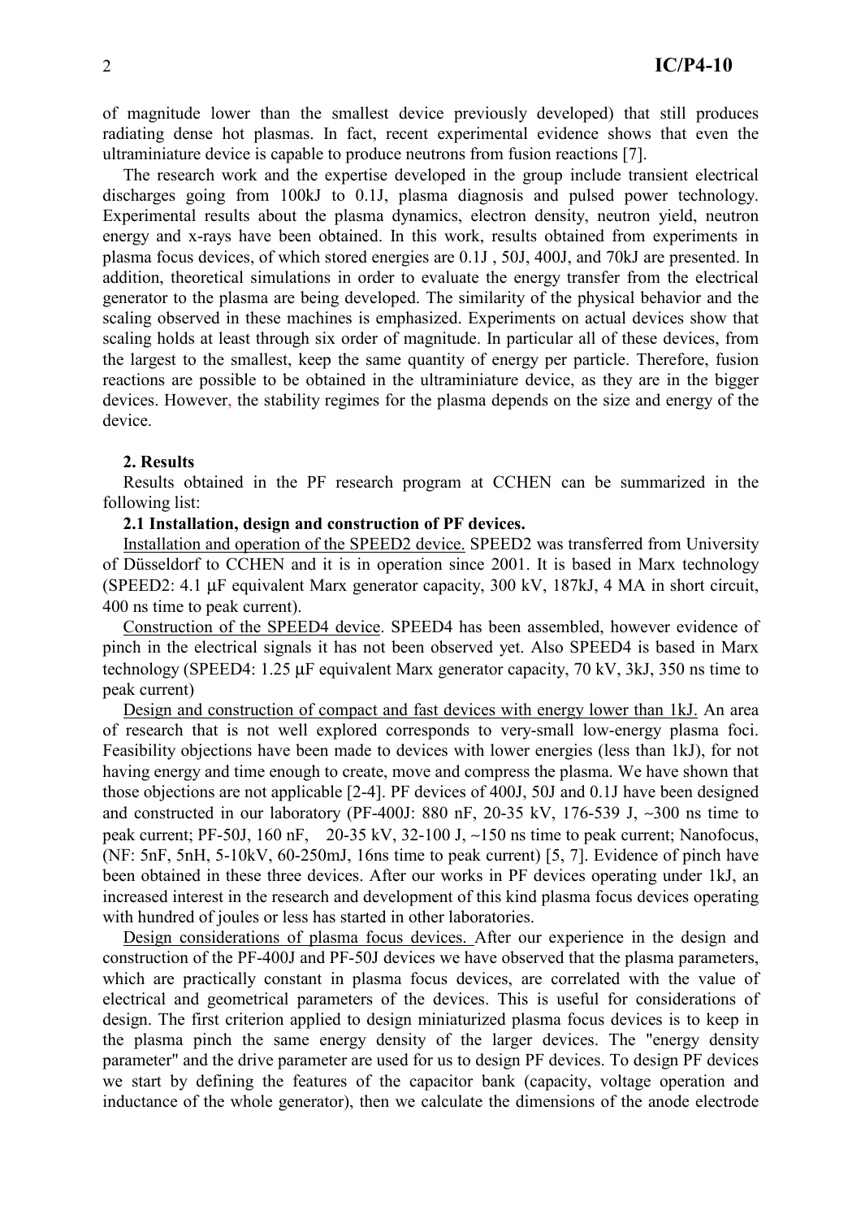of magnitude lower than the smallest device previously developed) that still produces radiating dense hot plasmas. In fact, recent experimental evidence shows that even the ultraminiature device is capable to produce neutrons from fusion reactions [7].

The research work and the expertise developed in the group include transient electrical discharges going from 100kJ to 0.1J, plasma diagnosis and pulsed power technology. Experimental results about the plasma dynamics, electron density, neutron yield, neutron energy and x-rays have been obtained. In this work, results obtained from experiments in plasma focus devices, of which stored energies are 0.1J , 50J, 400J, and 70kJ are presented. In addition, theoretical simulations in order to evaluate the energy transfer from the electrical generator to the plasma are being developed. The similarity of the physical behavior and the scaling observed in these machines is emphasized. Experiments on actual devices show that scaling holds at least through six order of magnitude. In particular all of these devices, from the largest to the smallest, keep the same quantity of energy per particle. Therefore, fusion reactions are possible to be obtained in the ultraminiature device, as they are in the bigger devices. However, the stability regimes for the plasma depends on the size and energy of the device.

## 2. Results

Results obtained in the PF research program at CCHEN can be summarized in the following list:

### 2.1 Installation, design and construction of PF devices.

Installation and operation of the SPEED2 device. SPEED2 was transferred from University of Düsseldorf to CCHEN and it is in operation since 2001. It is based in Marx technology (SPEED2: 4.1 μF equivalent Marx generator capacity, 300 kV, 187kJ, 4 MA in short circuit, 400 ns time to peak current).

Construction of the SPEED4 device. SPEED4 has been assembled, however evidence of pinch in the electrical signals it has not been observed yet. Also SPEED4 is based in Marx technology (SPEED4: 1.25 μF equivalent Marx generator capacity, 70 kV, 3kJ, 350 ns time to peak current)

Design and construction of compact and fast devices with energy lower than 1kJ. An area of research that is not well explored corresponds to very-small low-energy plasma foci. Feasibility objections have been made to devices with lower energies (less than 1kJ), for not having energy and time enough to create, move and compress the plasma. We have shown that those objections are not applicable [2-4]. PF devices of 400J, 50J and 0.1J have been designed and constructed in our laboratory (PF-400J: 880 nF, 20-35 kV, 176-539 J, ~300 ns time to peak current; PF-50J, 160 nF, 20-35 kV, 32-100 J, ~150 ns time to peak current; Nanofocus, (NF: 5nF, 5nH, 5-10kV, 60-250mJ, 16ns time to peak current) [5, 7]. Evidence of pinch have been obtained in these three devices. After our works in PF devices operating under 1kJ, an increased interest in the research and development of this kind plasma focus devices operating with hundred of joules or less has started in other laboratories.

Design considerations of plasma focus devices. After our experience in the design and construction of the PF-400J and PF-50J devices we have observed that the plasma parameters, which are practically constant in plasma focus devices, are correlated with the value of electrical and geometrical parameters of the devices. This is useful for considerations of design. The first criterion applied to design miniaturized plasma focus devices is to keep in the plasma pinch the same energy density of the larger devices. The "energy density parameter" and the drive parameter are used for us to design PF devices. To design PF devices we start by defining the features of the capacitor bank (capacity, voltage operation and inductance of the whole generator), then we calculate the dimensions of the anode electrode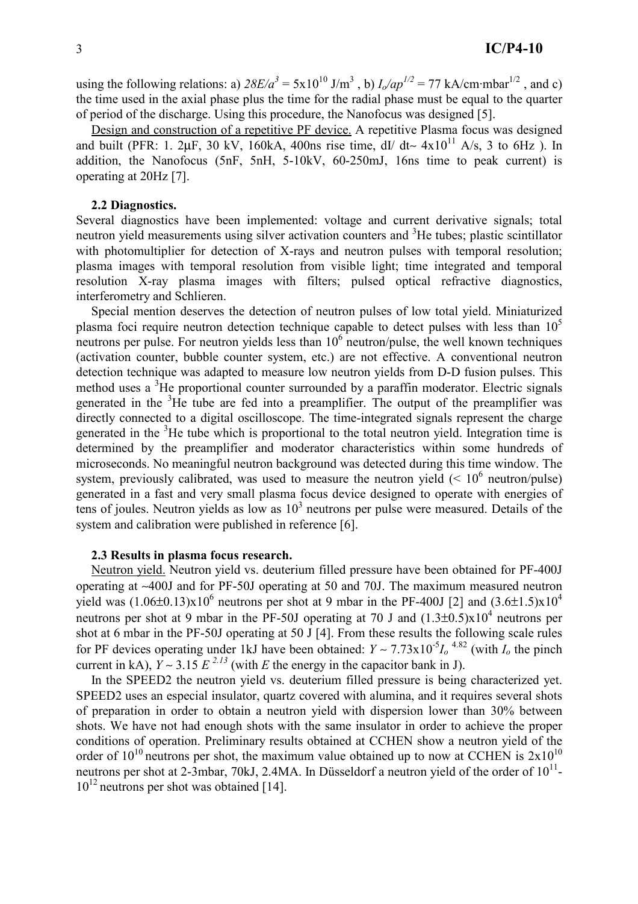using the following relations: a) $28E/a^3 = 5\text{x}10^{10}$ J/m$^3$ , b) $I_o/ap^{1/2} = 77$ kA/cm·mbar$^{1/2}$ , and c) the time used in the axial phase plus the time for the radial phase must be equal to the quarter of period of the discharge. Using this procedure, the Nanofocus was designed [5].

Design and construction of a repetitive PF device. A repetitive Plasma focus was designed and built (PFR: 1. 2μF, 30 kV, 160kA, 400ns rise time, dI/ dt~ $4\text{x}10^{11}$ A/s, 3 to 6Hz ). In addition, the Nanofocus (5nF, 5nH, 5-10kV, 60-250mJ, 16ns time to peak current) is operating at 20Hz [7].

### 2.2 Diagnostics.

Several diagnostics have been implemented: voltage and current derivative signals; total neutron yield measurements using silver activation counters and $^3$He tubes; plastic scintillator with photomultiplier for detection of X-rays and neutron pulses with temporal resolution; plasma images with temporal resolution from visible light; time integrated and temporal resolution X-ray plasma images with filters; pulsed optical refractive diagnostics, interferometry and Schlieren.

Special mention deserves the detection of neutron pulses of low total yield. Miniaturized plasma foci require neutron detection technique capable to detect pulses with less than $10^5$ neutrons per pulse. For neutron yields less than $10^6$ neutron/pulse, the well known techniques (activation counter, bubble counter system, etc.) are not effective. A conventional neutron detection technique was adapted to measure low neutron yields from D-D fusion pulses. This method uses a $^3$He proportional counter surrounded by a paraffin moderator. Electric signals generated in the $^3$He tube are fed into a preamplifier. The output of the preamplifier was directly connected to a digital oscilloscope. The time-integrated signals represent the charge generated in the $^3$He tube which is proportional to the total neutron yield. Integration time is determined by the preamplifier and moderator characteristics within some hundreds of microseconds. No meaningful neutron background was detected during this time window. The system, previously calibrated, was used to measure the neutron yield ($< 10^6$ neutron/pulse) generated in a fast and very small plasma focus device designed to operate with energies of tens of joules. Neutron yields as low as $10^3$ neutrons per pulse were measured. Details of the system and calibration were published in reference [6].

### 2.3 Results in plasma focus research.

Neutron yield. Neutron yield vs. deuterium filled pressure have been obtained for PF-400J operating at ~400J and for PF-50J operating at 50 and 70J. The maximum measured neutron yield was $(1.06\pm0.13)\text{x}10^6$ neutrons per shot at 9 mbar in the PF-400J [2] and $(3.6\pm1.5)\text{x}10^4$ neutrons per shot at 9 mbar in the PF-50J operating at 70 J and $(1.3\pm0.5)\text{x}10^4$ neutrons per shot at 6 mbar in the PF-50J operating at 50 J [4]. From these results the following scale rules for PF devices operating under 1kJ have been obtained: $Y \sim 7.73\text{x}10^{-5} I_o^{\ 4.82}$ (with $I_o$ the pinch current in kA), $Y \sim 3.15\ E^{\ 2.13}$ (with $E$ the energy in the capacitor bank in J).

In the SPEED2 the neutron yield vs. deuterium filled pressure is being characterized yet. SPEED2 uses an especial insulator, quartz covered with alumina, and it requires several shots of preparation in order to obtain a neutron yield with dispersion lower than 30% between shots. We have not had enough shots with the same insulator in order to achieve the proper conditions of operation. Preliminary results obtained at CCHEN show a neutron yield of the order of $10^{10}$ neutrons per shot, the maximum value obtained up to now at CCHEN is $2\text{x}10^{10}$ neutrons per shot at 2-3mbar, 70kJ, 2.4MA. In Düsseldorf a neutron yield of the order of $10^{11}$-$10^{12}$ neutrons per shot was obtained [14].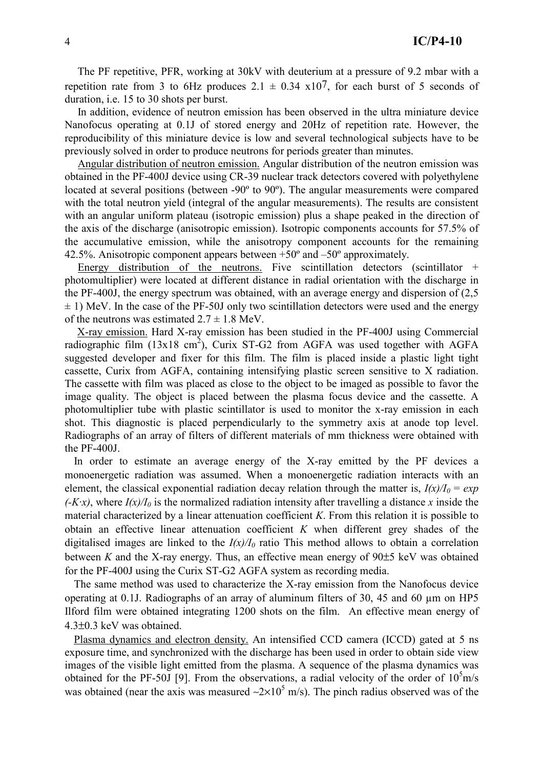The PF repetitive, PFR, working at 30kV with deuterium at a pressure of 9.2 mbar with a repetition rate from 3 to 6Hz produces $2.1 \pm 0.34 \times 10^7$, for each burst of 5 seconds of duration, i.e. 15 to 30 shots per burst.

In addition, evidence of neutron emission has been observed in the ultra miniature device Nanofocus operating at 0.1J of stored energy and 20Hz of repetition rate. However, the reproducibility of this miniature device is low and several technological subjects have to be previously solved in order to produce neutrons for periods greater than minutes.

Angular distribution of neutron emission. Angular distribution of the neutron emission was obtained in the PF-400J device using CR-39 nuclear track detectors covered with polyethylene located at several positions (between -90º to 90º). The angular measurements were compared with the total neutron yield (integral of the angular measurements). The results are consistent with an angular uniform plateau (isotropic emission) plus a shape peaked in the direction of the axis of the discharge (anisotropic emission). Isotropic components accounts for 57.5% of the accumulative emission, while the anisotropy component accounts for the remaining 42.5%. Anisotropic component appears between +50º and –50º approximately.

Energy distribution of the neutrons. Five scintillation detectors (scintillator + photomultiplier) were located at different distance in radial orientation with the discharge in the PF-400J, the energy spectrum was obtained, with an average energy and dispersion of (2,5 ± 1) MeV. In the case of the PF-50J only two scintillation detectors were used and the energy of the neutrons was estimated $2.7 \pm 1.8$ MeV.

X-ray emission. Hard X-ray emission has been studied in the PF-400J using Commercial radiographic film (13x18 $cm^2$), Curix ST-G2 from AGFA was used together with AGFA suggested developer and fixer for this film. The film is placed inside a plastic light tight cassette, Curix from AGFA, containing intensifying plastic screen sensitive to X radiation. The cassette with film was placed as close to the object to be imaged as possible to favor the image quality. The object is placed between the plasma focus device and the cassette. A photomultiplier tube with plastic scintillator is used to monitor the x-ray emission in each shot. This diagnostic is placed perpendicularly to the symmetry axis at anode top level. Radiographs of an array of filters of different materials of mm thickness were obtained with the PF-400J.

In order to estimate an average energy of the X-ray emitted by the PF devices a monoenergetic radiation was assumed. When a monoenergetic radiation interacts with an element, the classical exponential radiation decay relation through the matter is, $I(x)/I_0 = exp(-K \cdot x)$, where $I(x)/I_0$ is the normalized radiation intensity after travelling a distance $x$ inside the material characterized by a linear attenuation coefficient $K$. From this relation it is possible to obtain an effective linear attenuation coefficient $K$ when different grey shades of the digitalised images are linked to the $I(x)/I_0$ ratio This method allows to obtain a correlation between $K$ and the X-ray energy. Thus, an effective mean energy of $90 \pm 5$ keV was obtained for the PF-400J using the Curix ST-G2 AGFA system as recording media.

The same method was used to characterize the X-ray emission from the Nanofocus device operating at 0.1J. Radiographs of an array of aluminum filters of 30, 45 and 60 µm on HP5 Ilford film were obtained integrating 1200 shots on the film. An effective mean energy of $4.3 \pm 0.3$ keV was obtained.

Plasma dynamics and electron density. An intensified CCD camera (ICCD) gated at 5 ns exposure time, and synchronized with the discharge has been used in order to obtain side view images of the visible light emitted from the plasma. A sequence of the plasma dynamics was obtained for the PF-50J [9]. From the observations, a radial velocity of the order of $10^5$ m/s was obtained (near the axis was measured $\sim 2 \times 10^5$ m/s). The pinch radius observed was of the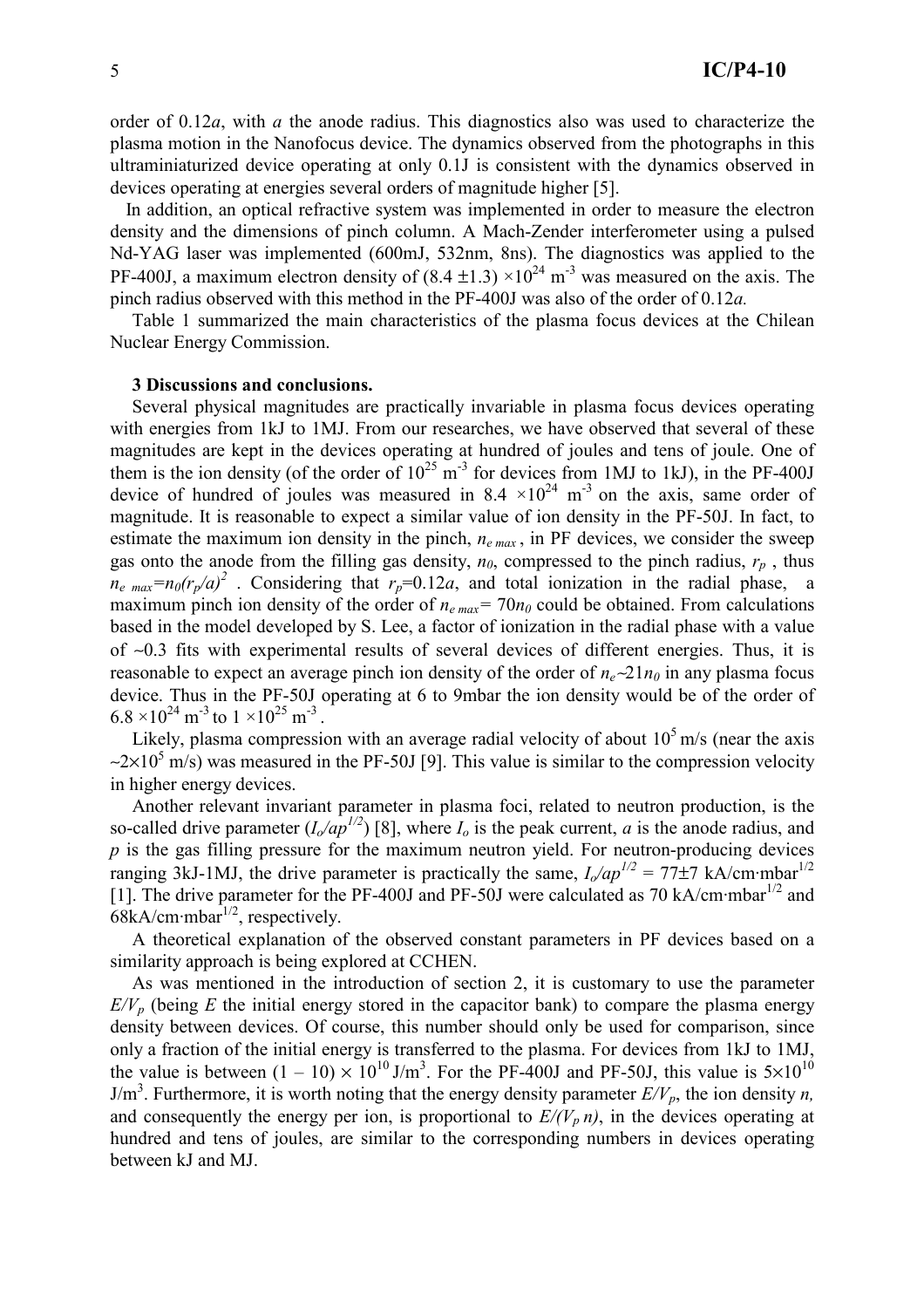order of 0.12*a*, with *a* the anode radius. This diagnostics also was used to characterize the plasma motion in the Nanofocus device. The dynamics observed from the photographs in this ultraminiaturized device operating at only 0.1J is consistent with the dynamics observed in devices operating at energies several orders of magnitude higher [5].

In addition, an optical refractive system was implemented in order to measure the electron density and the dimensions of pinch column. A Mach-Zender interferometer using a pulsed Nd-YAG laser was implemented (600mJ, 532nm, 8ns). The diagnostics was applied to the PF-400J, a maximum electron density of $(8.4 \pm 1.3) \times 10^{24}$ m$^{-3}$ was measured on the axis. The pinch radius observed with this method in the PF-400J was also of the order of 0.12*a.*

Table 1 summarized the main characteristics of the plasma focus devices at the Chilean Nuclear Energy Commission.

### 3 Discussions and conclusions.

Several physical magnitudes are practically invariable in plasma focus devices operating with energies from 1kJ to 1MJ. From our researches, we have observed that several of these magnitudes are kept in the devices operating at hundred of joules and tens of joule. One of them is the ion density (of the order of $10^{25}$ m$^{-3}$ for devices from 1MJ to 1kJ), in the PF-400J device of hundred of joules was measured in $8.4 \times 10^{24}$ m$^{-3}$ on the axis, same order of magnitude. It is reasonable to expect a similar value of ion density in the PF-50J. In fact, to estimate the maximum ion density in the pinch, $n_{e\,max}$, in PF devices, we consider the sweep gas onto the anode from the filling gas density, $n_0$, compressed to the pinch radius, $r_p$ , thus $n_{e\ max}=n_0(r_p/a)^2$ . Considering that $r_p$=0.12*a*, and total ionization in the radial phase, a maximum pinch ion density of the order of $n_{e\,max}$= $70n_0$ could be obtained. From calculations based in the model developed by S. Lee, a factor of ionization in the radial phase with a value of ~0.3 fits with experimental results of several devices of different energies. Thus, it is reasonable to expect an average pinch ion density of the order of $n_e$~$21n_0$ in any plasma focus device. Thus in the PF-50J operating at 6 to 9mbar the ion density would be of the order of $6.8 \times 10^{24}$ m$^{-3}$ to $1 \times 10^{25}$ m$^{-3}$ .

Likely, plasma compression with an average radial velocity of about $10^5$ m/s (near the axis $\sim 2 \times 10^5$ m/s) was measured in the PF-50J [9]. This value is similar to the compression velocity in higher energy devices.

Another relevant invariant parameter in plasma foci, related to neutron production, is the so-called drive parameter ($I_o/ap^{1/2}$) [8], where $I_o$ is the peak current, *a* is the anode radius, and *p* is the gas filling pressure for the maximum neutron yield. For neutron-producing devices ranging 3kJ-1MJ, the drive parameter is practically the same, $I_o/ap^{1/2}$ = 77±7 kA/cm·mbar$^{1/2}$ [1]. The drive parameter for the PF-400J and PF-50J were calculated as 70 kA/cm·mbar$^{1/2}$ and 68kA/cm·mbar$^{1/2}$, respectively.

A theoretical explanation of the observed constant parameters in PF devices based on a similarity approach is being explored at CCHEN.

As was mentioned in the introduction of section 2, it is customary to use the parameter $E/V_p$ (being *E* the initial energy stored in the capacitor bank) to compare the plasma energy density between devices. Of course, this number should only be used for comparison, since only a fraction of the initial energy is transferred to the plasma. For devices from 1kJ to 1MJ, the value is between $(1 - 10) \times 10^{10}$ J/m$^3$. For the PF-400J and PF-50J, this value is $5 \times 10^{10}$ J/m$^3$. Furthermore, it is worth noting that the energy density parameter $E/V_p$, the ion density *n,* and consequently the energy per ion, is proportional to $E/(V_p\,n)$, in the devices operating at hundred and tens of joules, are similar to the corresponding numbers in devices operating between kJ and MJ.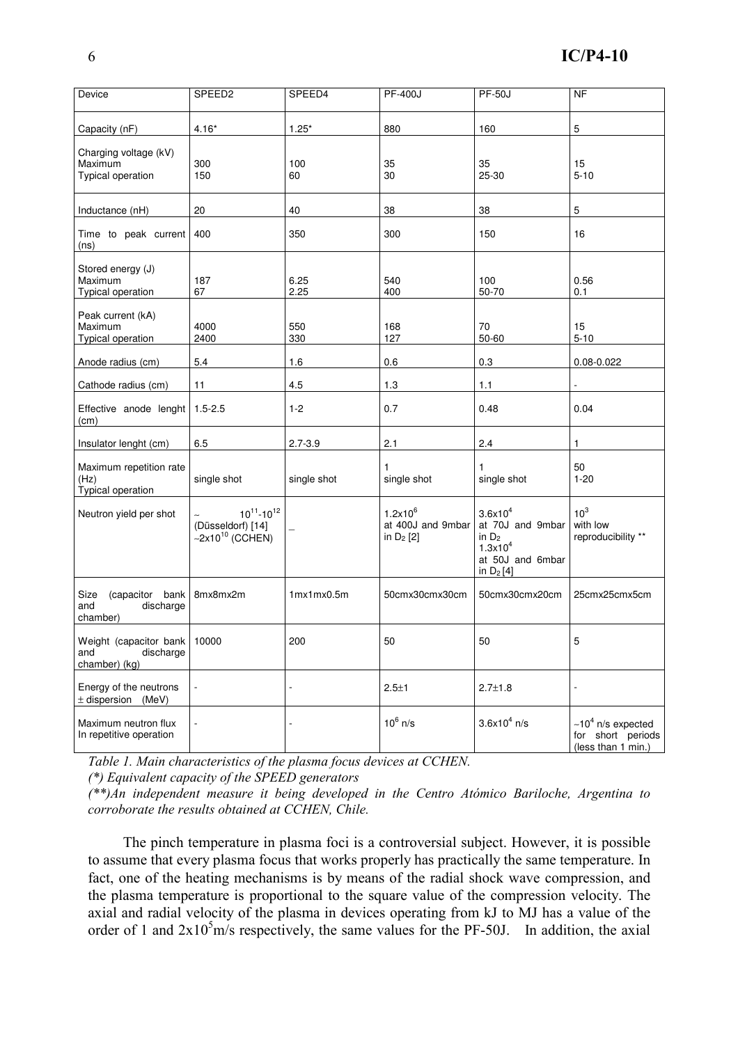| Device | SPEED2 | SPEED4 | PF-400J | PF-50J | NF |
|---|---|---|---|---|---|
| Capacity (nF) | 4.16* | 1.25* | 880 | 160 | 5 |
| Charging voltage (kV)<br>Maximum<br>Typical operation | <br>300<br>150 | <br>100<br>60 | <br>35<br>30 | <br>35<br>25-30 | <br>15<br>5-10 |
| Inductance (nH) | 20 | 40 | 38 | 38 | 5 |
| Time to peak current (ns) | 400 | 350 | 300 | 150 | 16 |
| Stored energy (J)<br>Maximum<br>Typical operation | <br>187<br>67 | <br>6.25<br>2.25 | <br>540<br>400 | <br>100<br>50-70 | <br>0.56<br>0.1 |
| Peak current (kA)<br>Maximum<br>Typical operation | <br>4000<br>2400 | <br>550<br>330 | <br>168<br>127 | <br>70<br>50-60 | <br>15<br>5-10 |
| Anode radius (cm) | 5.4 | 1.6 | 0.6 | 0.3 | 0.08-0.022 |
| Cathode radius (cm) | 11 | 4.5 | 1.3 | 1.1 | - |
| Effective anode lenght (cm) | 1.5-2.5 | 1-2 | 0.7 | 0.48 | 0.04 |
| Insulator lenght (cm) | 6.5 | 2.7-3.9 | 2.1 | 2.4 | 1 |
| Maximum repetition rate (Hz)<br>Typical operation | <br>single shot | <br>single shot | 1<br>single shot | 1<br>single shot | 50<br>1-20 |
| Neutron yield per shot | ~ $10^{11}$-$10^{12}$ (Düsseldorf) [14]<br>~$2 \times 10^{10}$ (CCHEN) | _ | $1.2 \times 10^{6}$ at 400J and 9mbar in $D_2$ [2] | $3.6 \times 10^{4}$ at 70J and 9mbar in $D_2$<br>$1.3 \times 10^{4}$ at 50J and 6mbar in $D_2$ [4] | $10^{3}$ with low reproducibility ** |
| Size (capacitor bank and discharge chamber) | 8mx8mx2m | 1mx1mx0.5m | 50cmx30cmx30cm | 50cmx30cmx20cm | 25cmx25cmx5cm |
| Weight (capacitor bank and discharge chamber) (kg) | 10000 | 200 | 50 | 50 | 5 |
| Energy of the neutrons $\pm$ dispersion (MeV) | - | - | $2.5 \pm 1$ | $2.7 \pm 1.8$ | - |
| Maximum neutron flux In repetitive operation | - | - | $10^{6}$ n/s | $3.6 \times 10^{4}$ n/s | ~$10^{4}$ n/s expected for short periods (less than 1 min.) |

*Table 1. Main characteristics of the plasma focus devices at CCHEN.*

*(\*) Equivalent capacity of the SPEED generators*

*(\*\*)An independent measure it being developed in the Centro Atómico Bariloche, Argentina to corroborate the results obtained at CCHEN, Chile.*

The pinch temperature in plasma foci is a controversial subject. However, it is possible to assume that every plasma focus that works properly has practically the same temperature. In fact, one of the heating mechanisms is by means of the radial shock wave compression, and the plasma temperature is proportional to the square value of the compression velocity. The axial and radial velocity of the plasma in devices operating from kJ to MJ has a value of the order of 1 and $2 \times 10^{5}$m/s respectively, the same values for the PF-50J. In addition, the axial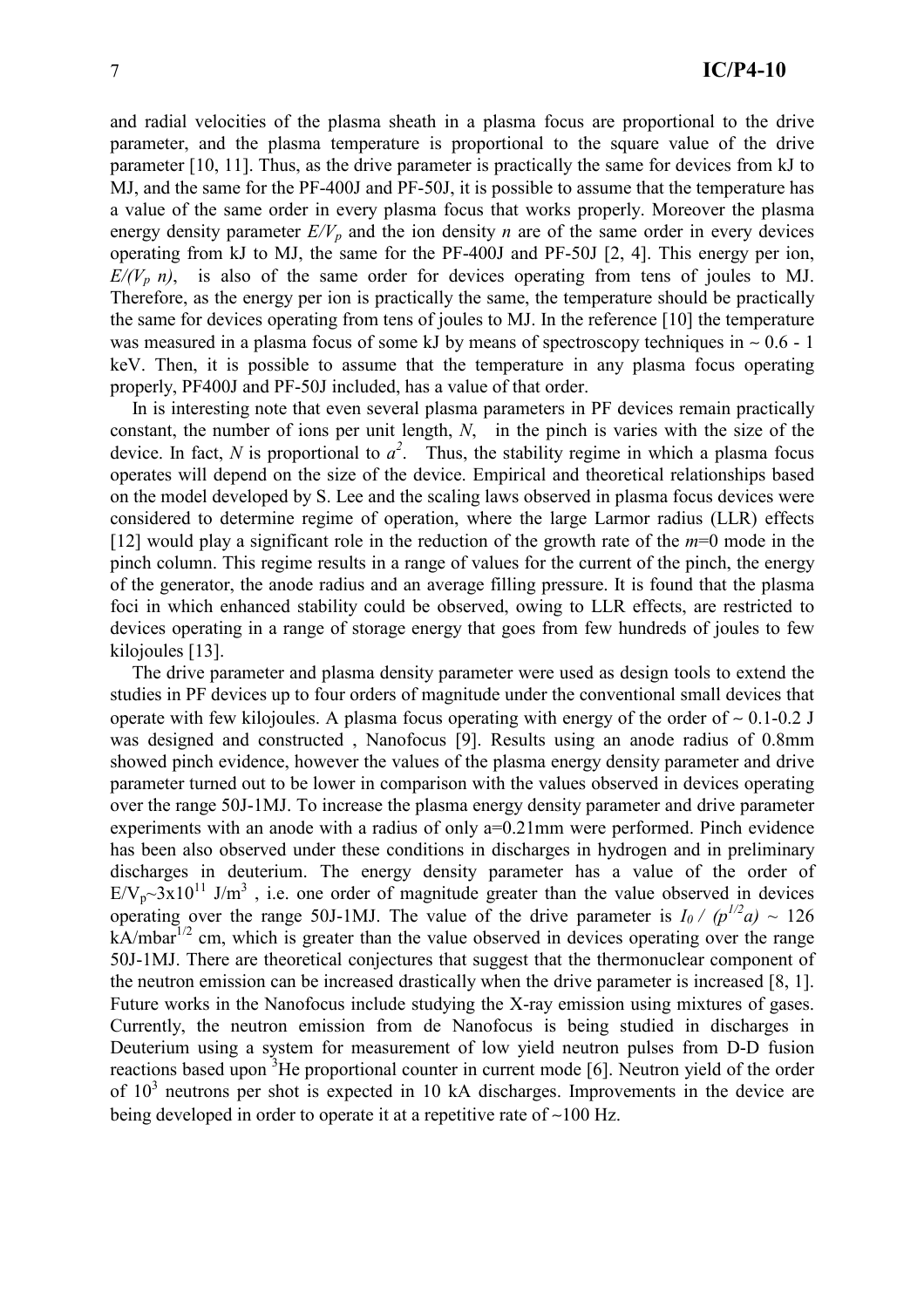and radial velocities of the plasma sheath in a plasma focus are proportional to the drive parameter, and the plasma temperature is proportional to the square value of the drive parameter [10, 11]. Thus, as the drive parameter is practically the same for devices from kJ to MJ, and the same for the PF-400J and PF-50J, it is possible to assume that the temperature has a value of the same order in every plasma focus that works properly. Moreover the plasma energy density parameter $E/V_p$ and the ion density $n$ are of the same order in every devices operating from kJ to MJ, the same for the PF-400J and PF-50J [2, 4]. This energy per ion, $E/(V_p\ n)$, is also of the same order for devices operating from tens of joules to MJ. Therefore, as the energy per ion is practically the same, the temperature should be practically the same for devices operating from tens of joules to MJ. In the reference [10] the temperature was measured in a plasma focus of some kJ by means of spectroscopy techniques in ~ 0.6 - 1 keV. Then, it is possible to assume that the temperature in any plasma focus operating properly, PF400J and PF-50J included, has a value of that order.

In is interesting note that even several plasma parameters in PF devices remain practically constant, the number of ions per unit length, $N$, in the pinch is varies with the size of the device. In fact, $N$ is proportional to $a^2$. Thus, the stability regime in which a plasma focus operates will depend on the size of the device. Empirical and theoretical relationships based on the model developed by S. Lee and the scaling laws observed in plasma focus devices were considered to determine regime of operation, where the large Larmor radius (LLR) effects [12] would play a significant role in the reduction of the growth rate of the $m$=0 mode in the pinch column. This regime results in a range of values for the current of the pinch, the energy of the generator, the anode radius and an average filling pressure. It is found that the plasma foci in which enhanced stability could be observed, owing to LLR effects, are restricted to devices operating in a range of storage energy that goes from few hundreds of joules to few kilojoules [13].

The drive parameter and plasma density parameter were used as design tools to extend the studies in PF devices up to four orders of magnitude under the conventional small devices that operate with few kilojoules. A plasma focus operating with energy of the order of ~ 0.1-0.2 J was designed and constructed , Nanofocus [9]. Results using an anode radius of 0.8mm showed pinch evidence, however the values of the plasma energy density parameter and drive parameter turned out to be lower in comparison with the values observed in devices operating over the range 50J-1MJ. To increase the plasma energy density parameter and drive parameter experiments with an anode with a radius of only a=0.21mm were performed. Pinch evidence has been also observed under these conditions in discharges in hydrogen and in preliminary discharges in deuterium. The energy density parameter has a value of the order of $E/V_p$~$3\times10^{11}$ J/m$^3$ , i.e. one order of magnitude greater than the value observed in devices operating over the range 50J-1MJ. The value of the drive parameter is $I_0 / (p^{1/2}a)$ ~ 126 kA/mbar$^{1/2}$ cm, which is greater than the value observed in devices operating over the range 50J-1MJ. There are theoretical conjectures that suggest that the thermonuclear component of the neutron emission can be increased drastically when the drive parameter is increased [8, 1]. Future works in the Nanofocus include studying the X-ray emission using mixtures of gases. Currently, the neutron emission from de Nanofocus is being studied in discharges in Deuterium using a system for measurement of low yield neutron pulses from D-D fusion reactions based upon $^3$He proportional counter in current mode [6]. Neutron yield of the order of $10^3$ neutrons per shot is expected in 10 kA discharges. Improvements in the device are being developed in order to operate it at a repetitive rate of ~100 Hz.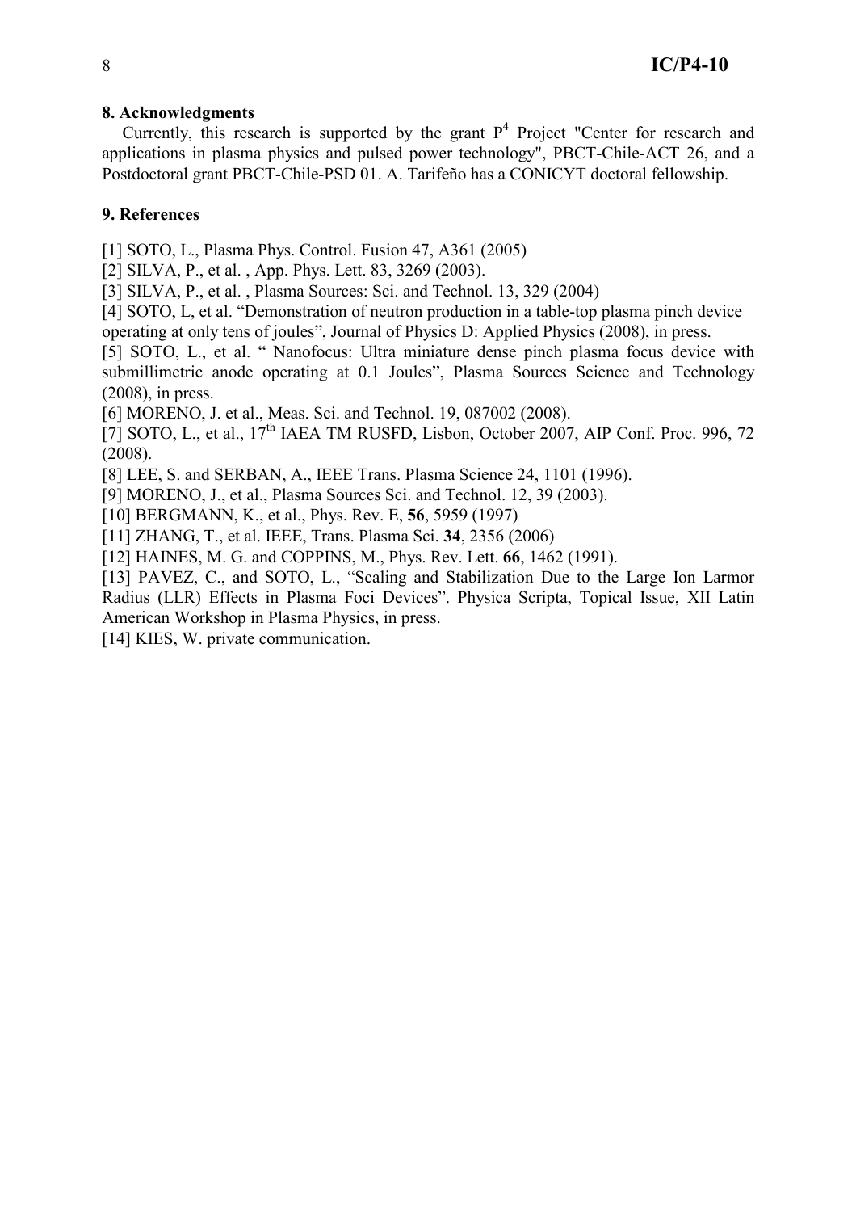## 8. Acknowledgments

Currently, this research is supported by the grant $P^4$ Project "Center for research and applications in plasma physics and pulsed power technology", PBCT-Chile-ACT 26, and a Postdoctoral grant PBCT-Chile-PSD 01. A. Tarifeño has a CONICYT doctoral fellowship.

## 9. References

[1] SOTO, L., Plasma Phys. Control. Fusion 47, A361 (2005)

[2] SILVA, P., et al. , App. Phys. Lett. 83, 3269 (2003).

[3] SILVA, P., et al. , Plasma Sources: Sci. and Technol. 13, 329 (2004)

[4] SOTO, L, et al. "Demonstration of neutron production in a table-top plasma pinch device operating at only tens of joules", Journal of Physics D: Applied Physics (2008), in press.

[5] SOTO, L., et al. " Nanofocus: Ultra miniature dense pinch plasma focus device with submillimetric anode operating at 0.1 Joules", Plasma Sources Science and Technology (2008), in press.

[6] MORENO, J. et al., Meas. Sci. and Technol. 19, 087002 (2008).

[7] SOTO, L., et al., 17th IAEA TM RUSFD, Lisbon, October 2007, AIP Conf. Proc. 996, 72 (2008).

[8] LEE, S. and SERBAN, A., IEEE Trans. Plasma Science 24, 1101 (1996).

[9] MORENO, J., et al., Plasma Sources Sci. and Technol. 12, 39 (2003).

[10] BERGMANN, K., et al., Phys. Rev. E, **56**, 5959 (1997)

[11] ZHANG, T., et al. IEEE, Trans. Plasma Sci. **34**, 2356 (2006)

[12] HAINES, M. G. and COPPINS, M., Phys. Rev. Lett. **66**, 1462 (1991).

[13] PAVEZ, C., and SOTO, L., "Scaling and Stabilization Due to the Large Ion Larmor Radius (LLR) Effects in Plasma Foci Devices". Physica Scripta, Topical Issue, XII Latin American Workshop in Plasma Physics, in press.

[14] KIES, W. private communication.